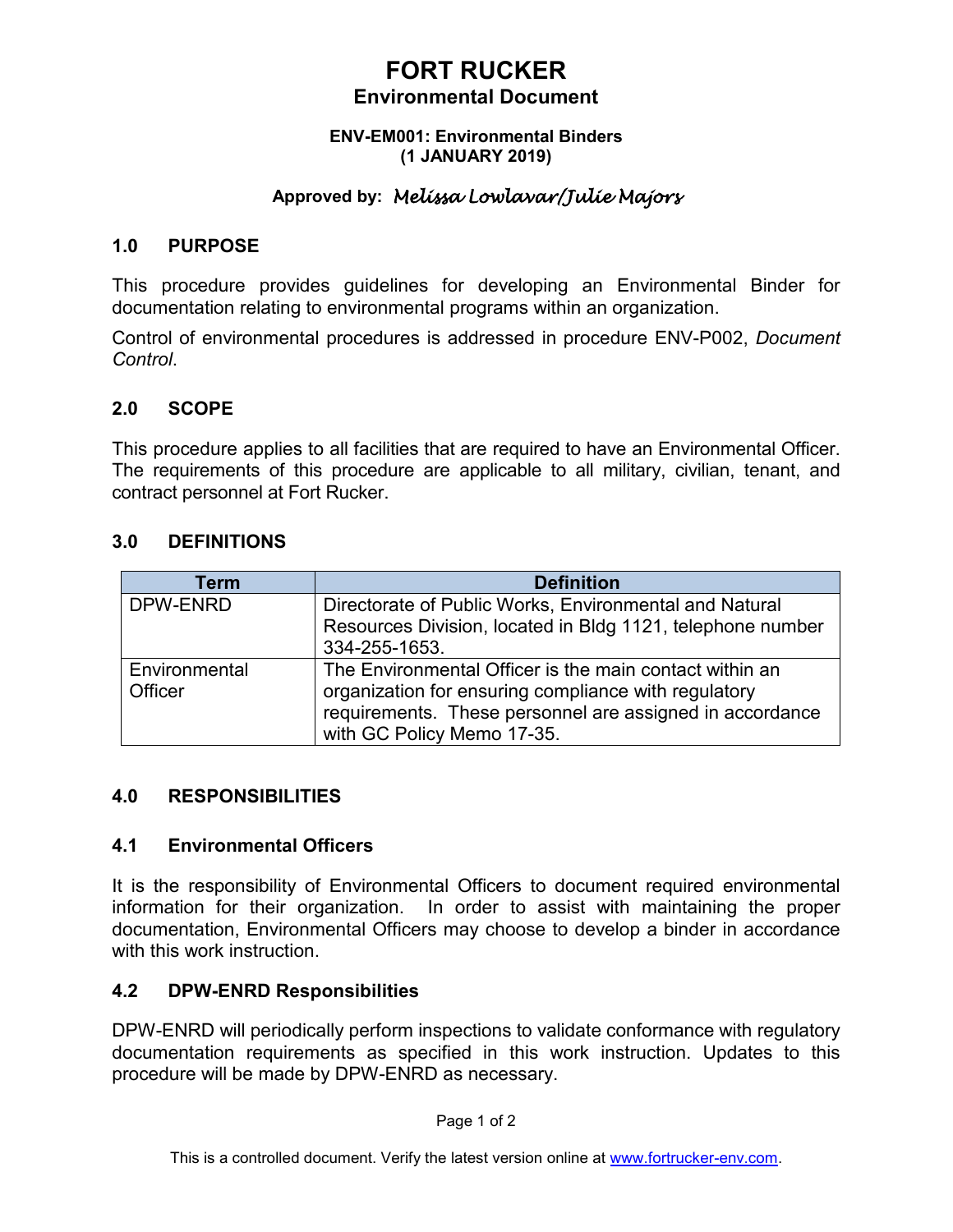# FORT RUCKER

## Environmental Document

**ENV-EM001: Environmental Binders**
**(1 JANUARY 2019)**

**Approved by:** *Melissa Lowlavar/Julie Majors*

## 1.0 PURPOSE

This procedure provides guidelines for developing an Environmental Binder for documentation relating to environmental programs within an organization.

Control of environmental procedures is addressed in procedure ENV-P002, *Document Control*.

## 2.0 SCOPE

This procedure applies to all facilities that are required to have an Environmental Officer. The requirements of this procedure are applicable to all military, civilian, tenant, and contract personnel at Fort Rucker.

## 3.0 DEFINITIONS

| Term | Definition |
|---|---|
| DPW-ENRD | Directorate of Public Works, Environmental and Natural Resources Division, located in Bldg 1121, telephone number 334-255-1653. |
| Environmental Officer | The Environmental Officer is the main contact within an organization for ensuring compliance with regulatory requirements. These personnel are assigned in accordance with GC Policy Memo 17-35. |

## 4.0 RESPONSIBILITIES

### 4.1 Environmental Officers

It is the responsibility of Environmental Officers to document required environmental information for their organization. In order to assist with maintaining the proper documentation, Environmental Officers may choose to develop a binder in accordance with this work instruction.

### 4.2 DPW-ENRD Responsibilities

DPW-ENRD will periodically perform inspections to validate conformance with regulatory documentation requirements as specified in this work instruction. Updates to this procedure will be made by DPW-ENRD as necessary.

This is a controlled document. Verify the latest version online at www.fortrucker-env.com.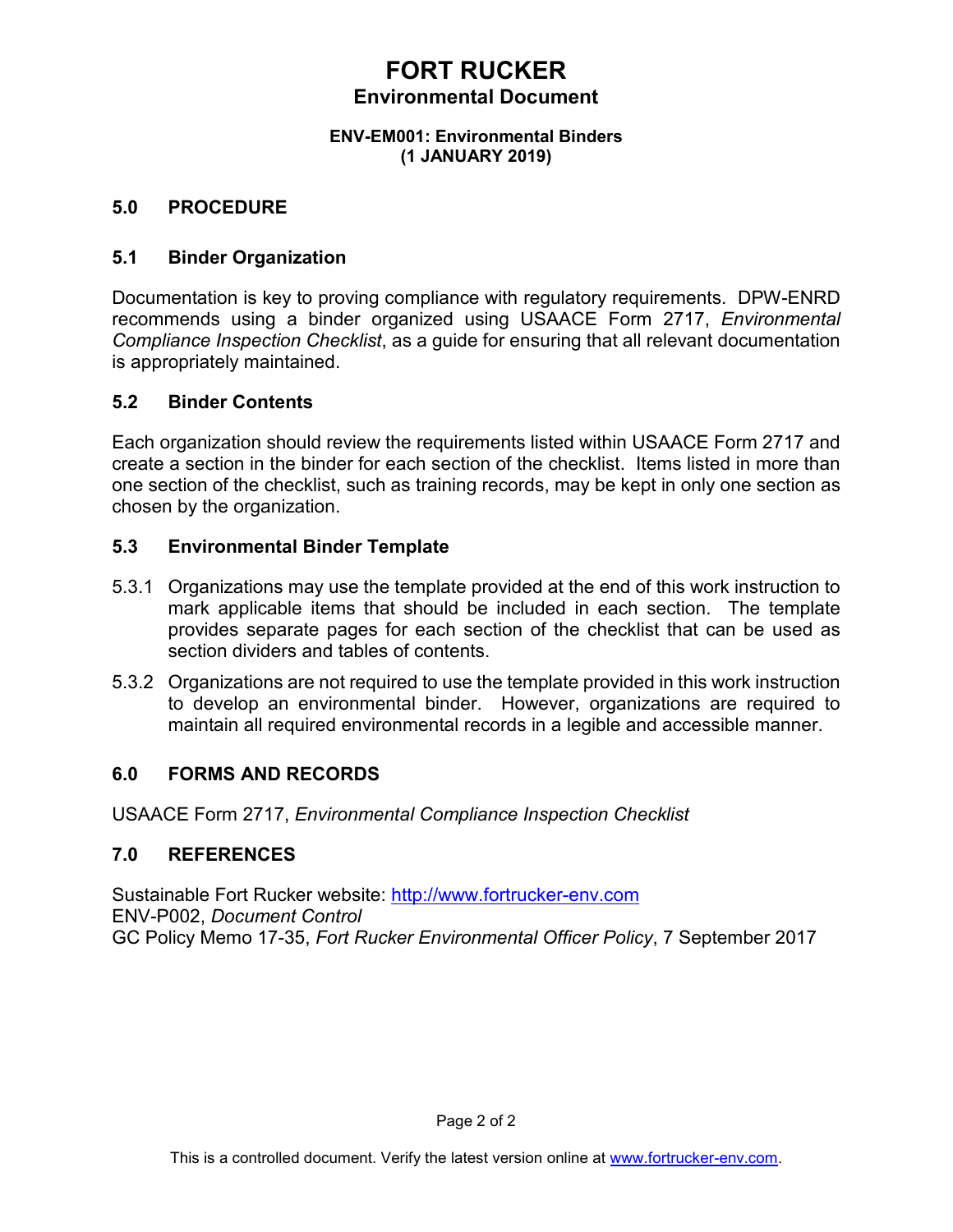# FORT RUCKER
## Environmental Document

**ENV-EM001: Environmental Binders**
**(1 JANUARY 2019)**

## 5.0 PROCEDURE

### 5.1 Binder Organization

Documentation is key to proving compliance with regulatory requirements. DPW-ENRD recommends using a binder organized using USAACE Form 2717, *Environmental Compliance Inspection Checklist*, as a guide for ensuring that all relevant documentation is appropriately maintained.

### 5.2 Binder Contents

Each organization should review the requirements listed within USAACE Form 2717 and create a section in the binder for each section of the checklist. Items listed in more than one section of the checklist, such as training records, may be kept in only one section as chosen by the organization.

### 5.3 Environmental Binder Template

5.3.1 Organizations may use the template provided at the end of this work instruction to mark applicable items that should be included in each section. The template provides separate pages for each section of the checklist that can be used as section dividers and tables of contents.

5.3.2 Organizations are not required to use the template provided in this work instruction to develop an environmental binder. However, organizations are required to maintain all required environmental records in a legible and accessible manner.

## 6.0 FORMS AND RECORDS

USAACE Form 2717, *Environmental Compliance Inspection Checklist*

## 7.0 REFERENCES

Sustainable Fort Rucker website: [http://www.fortrucker-env.com](http://www.fortrucker-env.com)
ENV-P002, *Document Control*
GC Policy Memo 17-35, *Fort Rucker Environmental Officer Policy*, 7 September 2017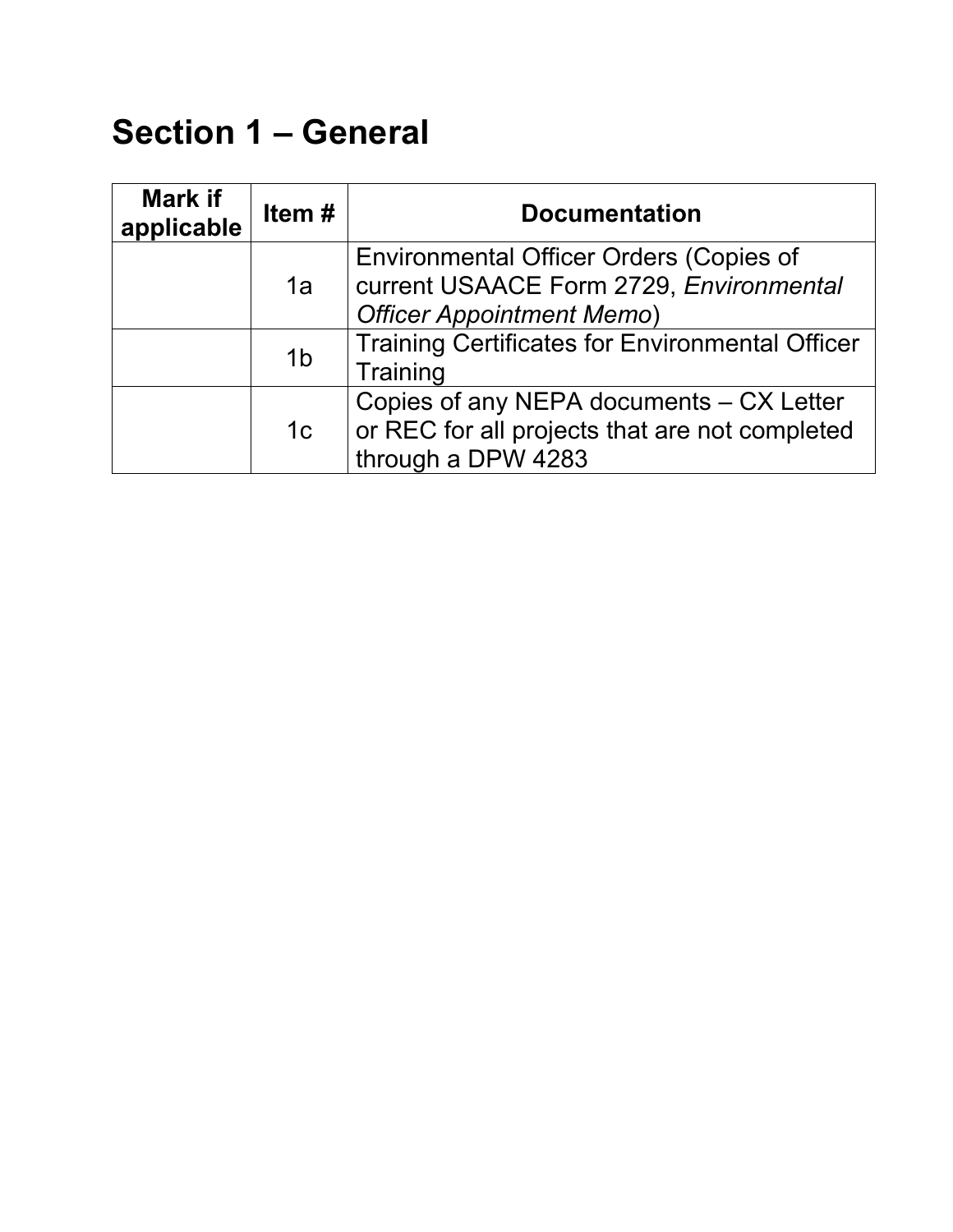## Section 1 – General

| Mark if applicable | Item # | Documentation |
|---|---|---|
| | 1a | Environmental Officer Orders (Copies of current USAACE Form 2729, *Environmental Officer Appointment Memo*) |
| | 1b | Training Certificates for Environmental Officer Training |
| | 1c | Copies of any NEPA documents – CX Letter or REC for all projects that are not completed through a DPW 4283 |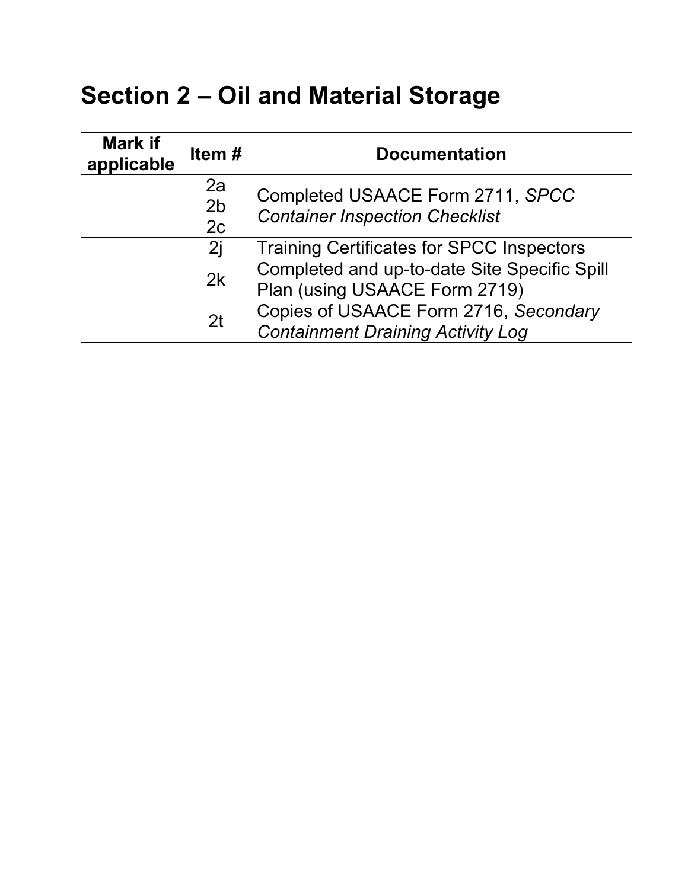## Section 2 – Oil and Material Storage

| Mark if applicable | Item # | Documentation |
|---|---|---|
| | 2a<br>2b<br>2c | Completed USAACE Form 2711, *SPCC Container Inspection Checklist* |
| | 2j | Training Certificates for SPCC Inspectors |
| | 2k | Completed and up-to-date Site Specific Spill Plan (using USAACE Form 2719) |
| | 2t | Copies of USAACE Form 2716, *Secondary Containment Draining Activity Log* |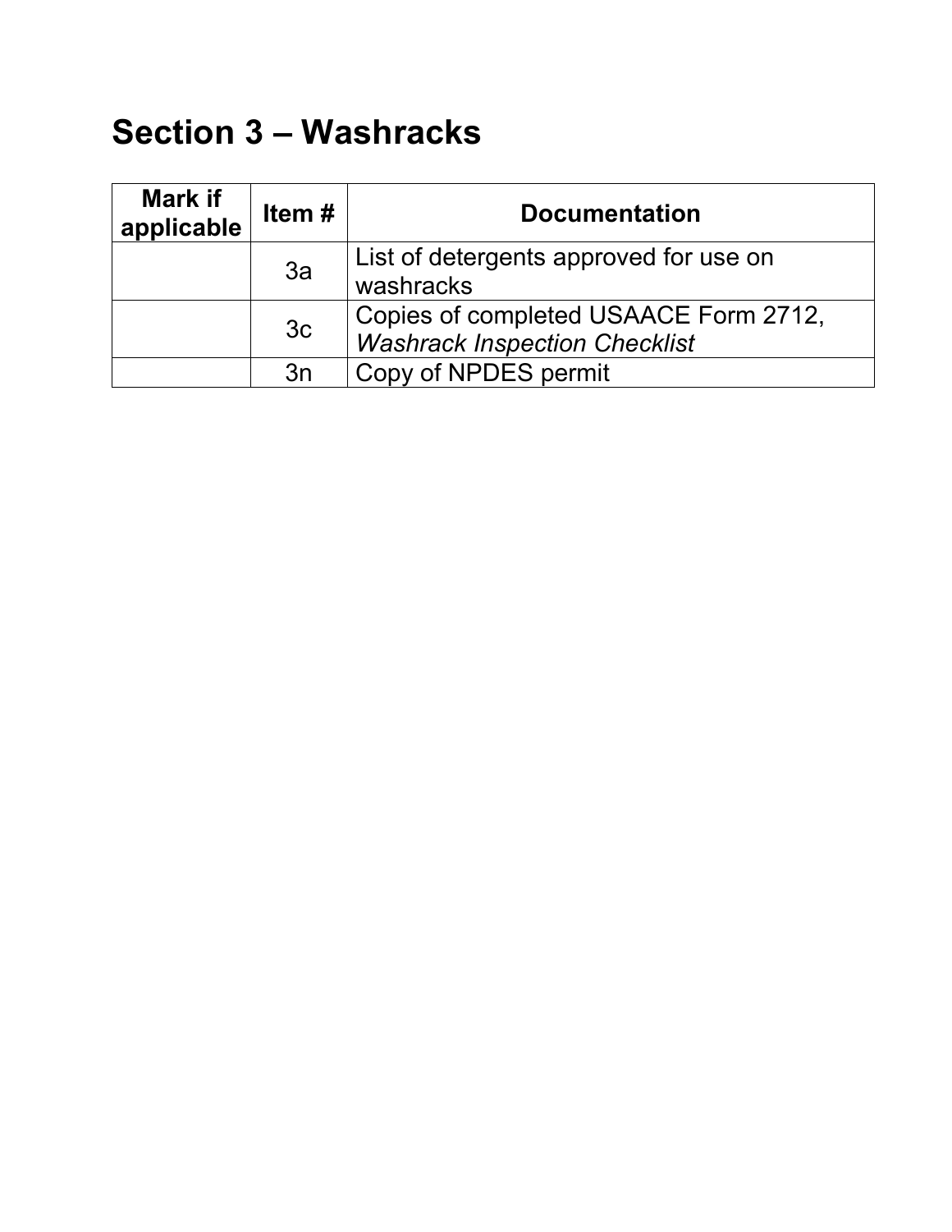## Section 3 – Washracks

| Mark if applicable | Item # | Documentation |
| --- | --- | --- |
| | 3a | List of detergents approved for use on washracks |
| | 3c | Copies of completed USAACE Form 2712, *Washrack Inspection Checklist* |
| | 3n | Copy of NPDES permit |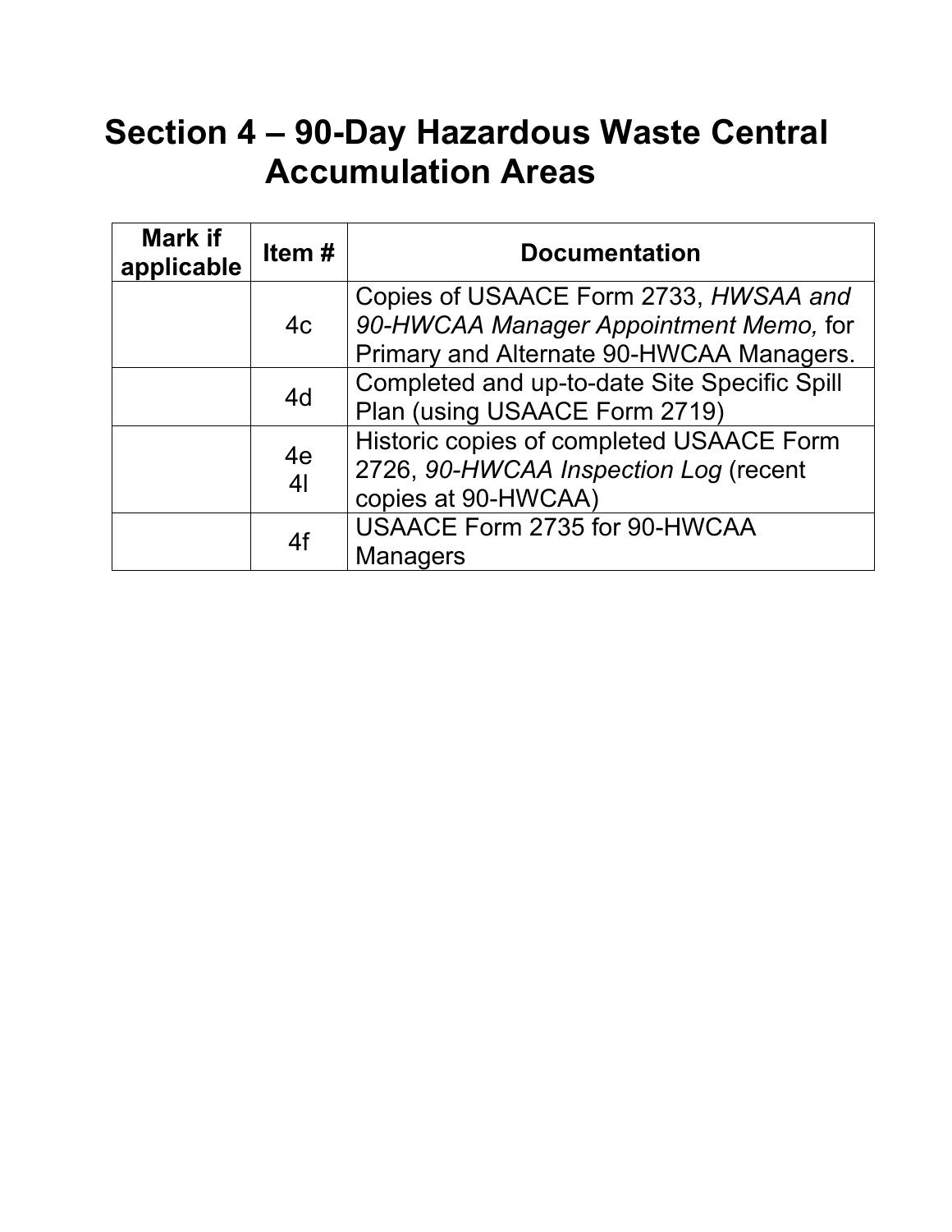# Section 4 – 90-Day Hazardous Waste Central Accumulation Areas

| Mark if applicable | Item # | Documentation |
|---|---|---|
| | 4c | Copies of USAACE Form 2733, *HWSAA and 90-HWCAA Manager Appointment Memo,* for Primary and Alternate 90-HWCAA Managers. |
| | 4d | Completed and up-to-date Site Specific Spill Plan (using USAACE Form 2719) |
| | 4e<br>4l | Historic copies of completed USAACE Form 2726, *90-HWCAA Inspection Log* (recent copies at 90-HWCAA) |
| | 4f | USAACE Form 2735 for 90-HWCAA Managers |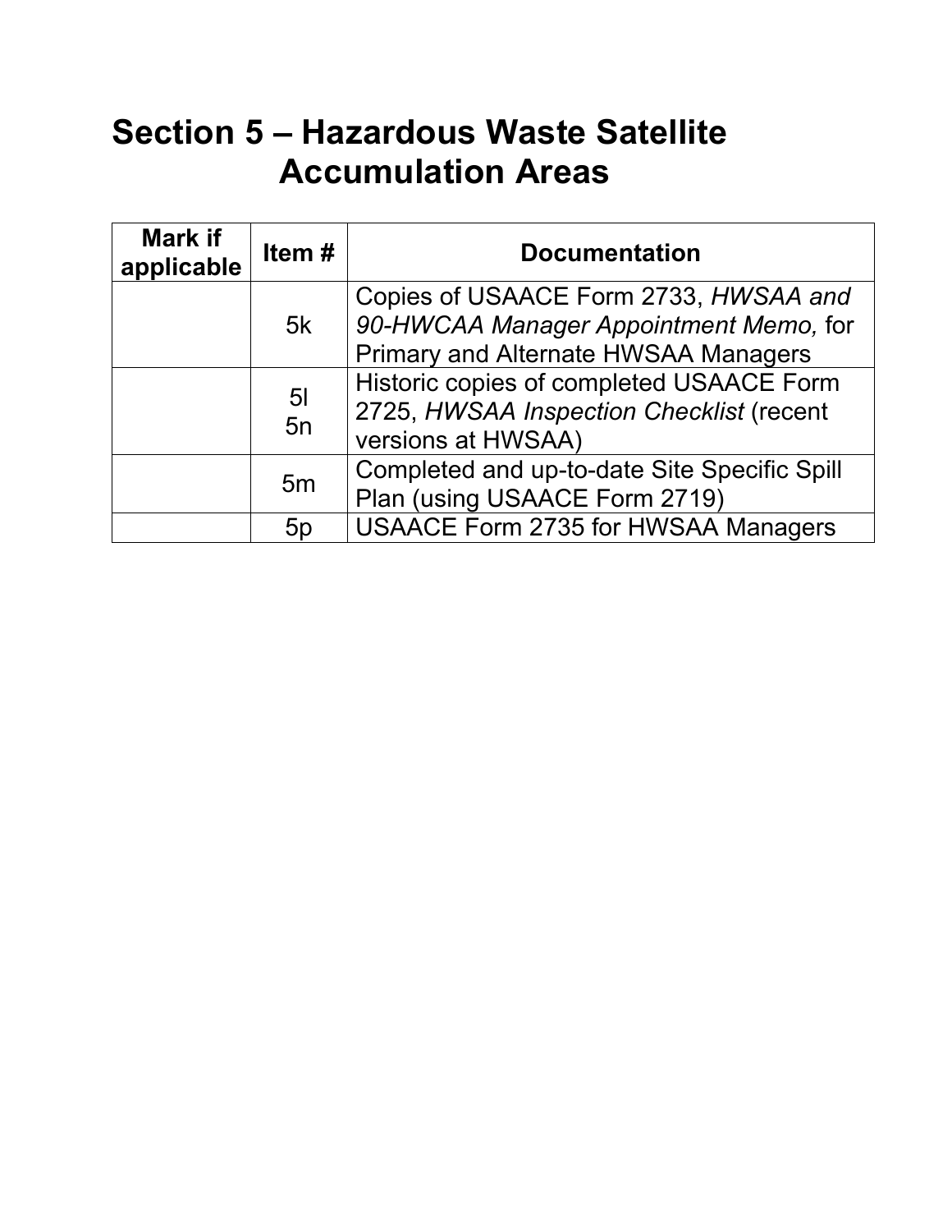# Section 5 – Hazardous Waste Satellite Accumulation Areas

| Mark if applicable | Item # | Documentation |
|---|---|---|
| | 5k | Copies of USAACE Form 2733, *HWSAA and 90-HWCAA Manager Appointment Memo,* for Primary and Alternate HWSAA Managers |
| | 5l<br>5n | Historic copies of completed USAACE Form 2725, *HWSAA Inspection Checklist* (recent versions at HWSAA) |
| | 5m | Completed and up-to-date Site Specific Spill Plan (using USAACE Form 2719) |
| | 5p | USAACE Form 2735 for HWSAA Managers |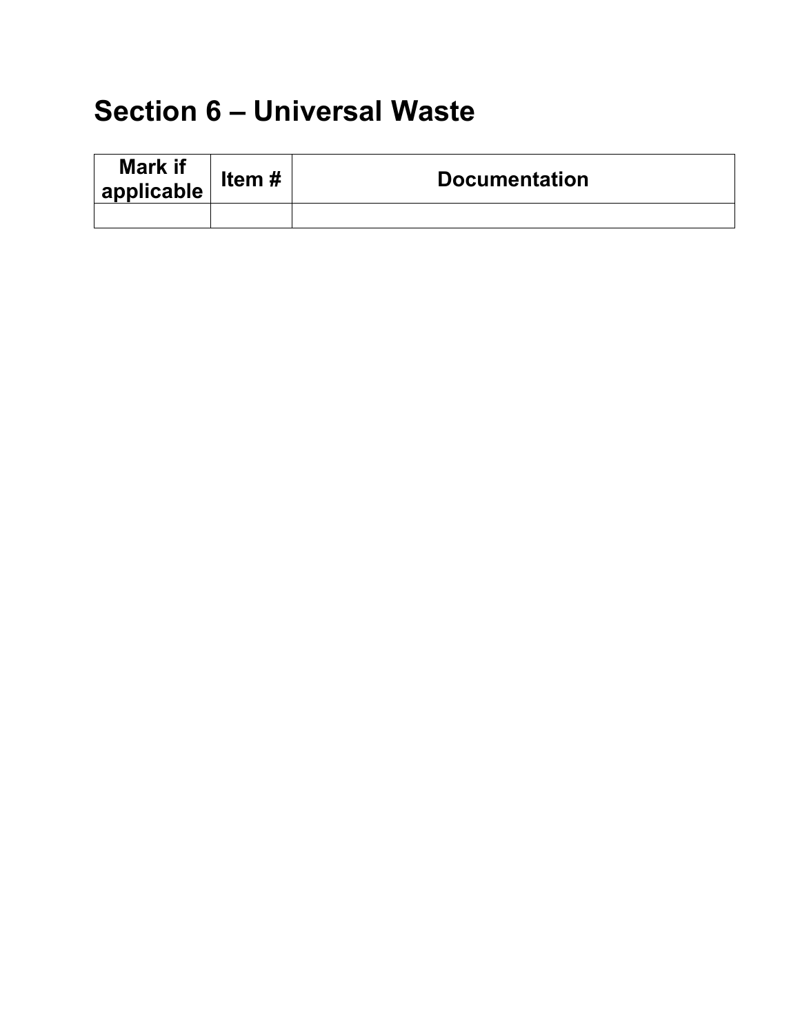## Section 6 – Universal Waste

| Mark if applicable | Item # | Documentation |
|---|---|---|
| | | |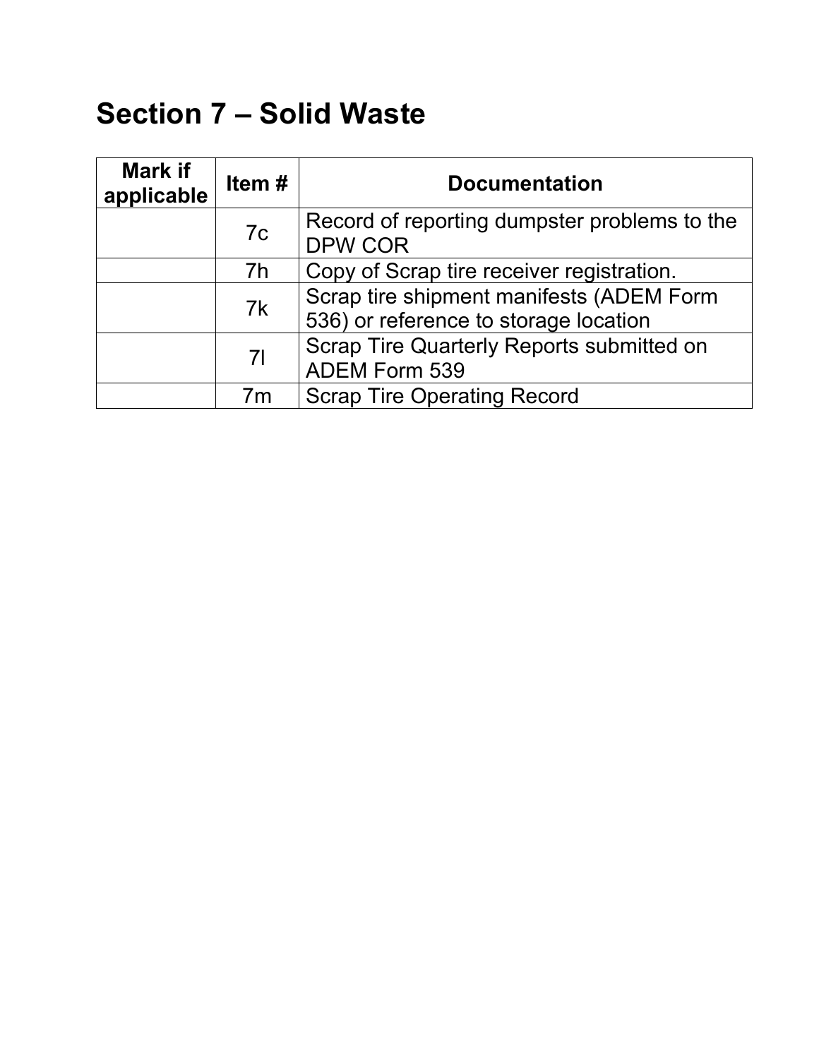## Section 7 – Solid Waste

| Mark if applicable | Item # | Documentation |
|---|---|---|
| | 7c | Record of reporting dumpster problems to the DPW COR |
| | 7h | Copy of Scrap tire receiver registration. |
| | 7k | Scrap tire shipment manifests (ADEM Form 536) or reference to storage location |
| | 7l | Scrap Tire Quarterly Reports submitted on ADEM Form 539 |
| | 7m | Scrap Tire Operating Record |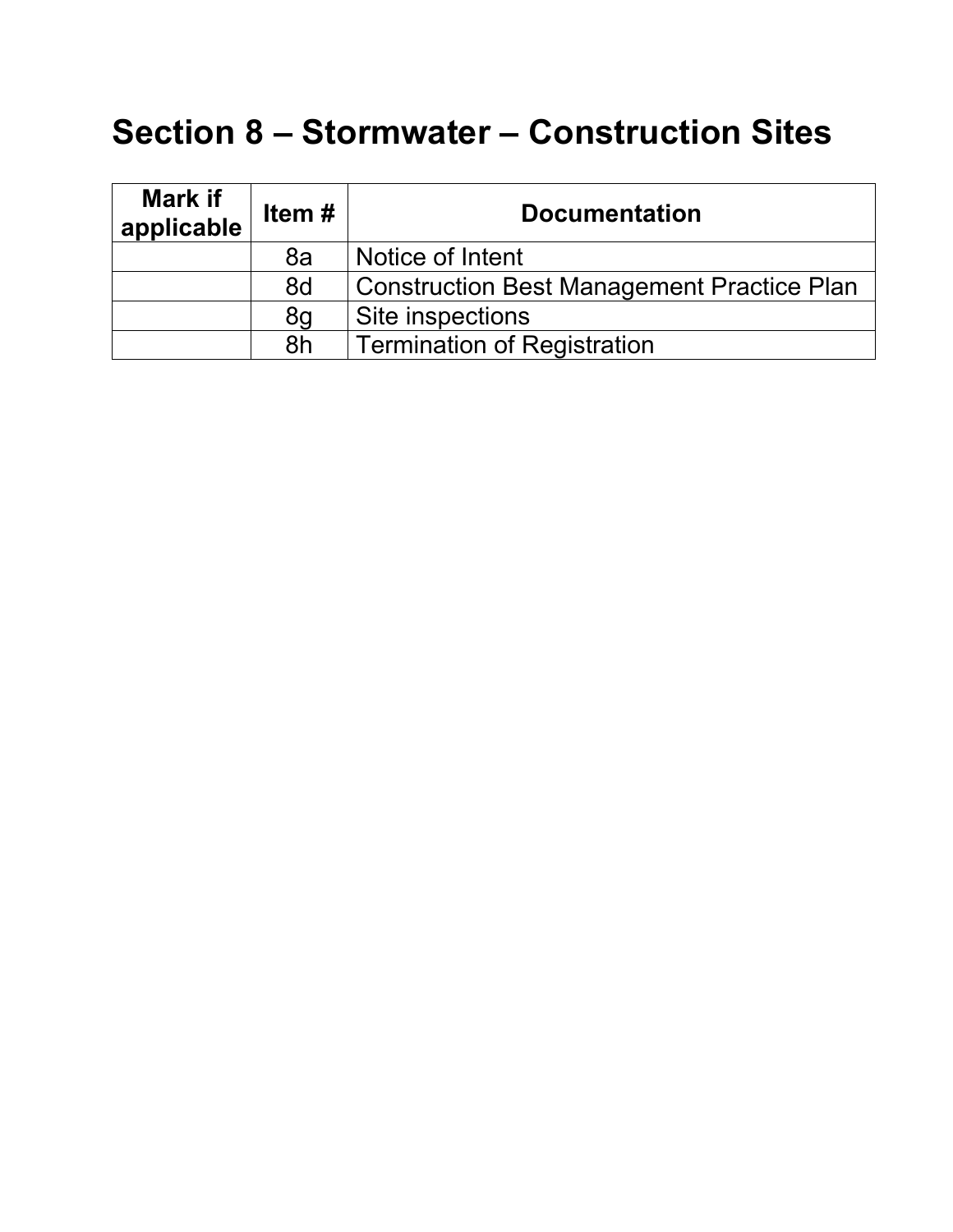# Section 8 – Stormwater – Construction Sites

| Mark if applicable | Item # | Documentation |
| --- | --- | --- |
| | 8a | Notice of Intent |
| | 8d | Construction Best Management Practice Plan |
| | 8g | Site inspections |
| | 8h | Termination of Registration |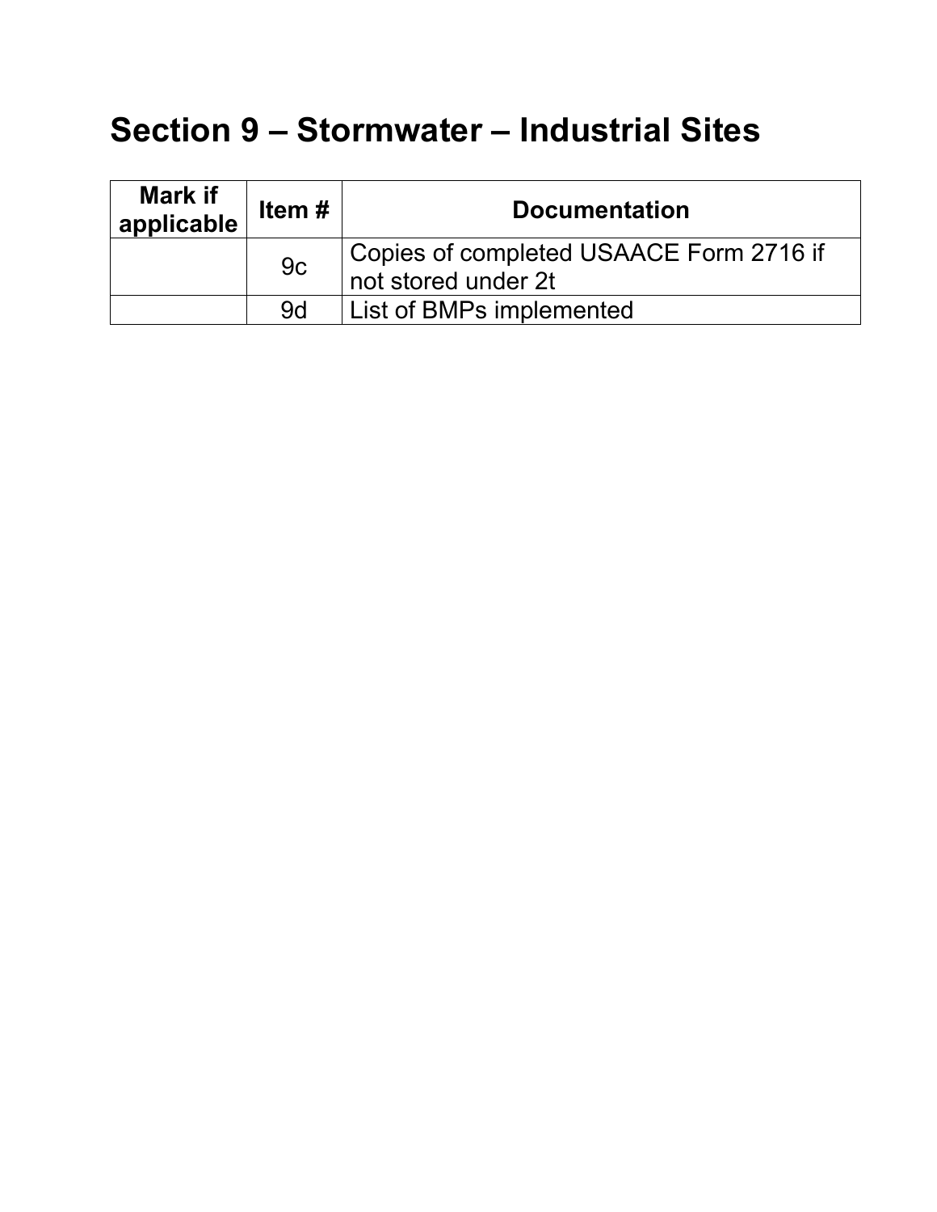# Section 9 – Stormwater – Industrial Sites

| Mark if applicable | Item # | Documentation |
|---|---|---|
| | 9c | Copies of completed USAACE Form 2716 if not stored under 2t |
| | 9d | List of BMPs implemented |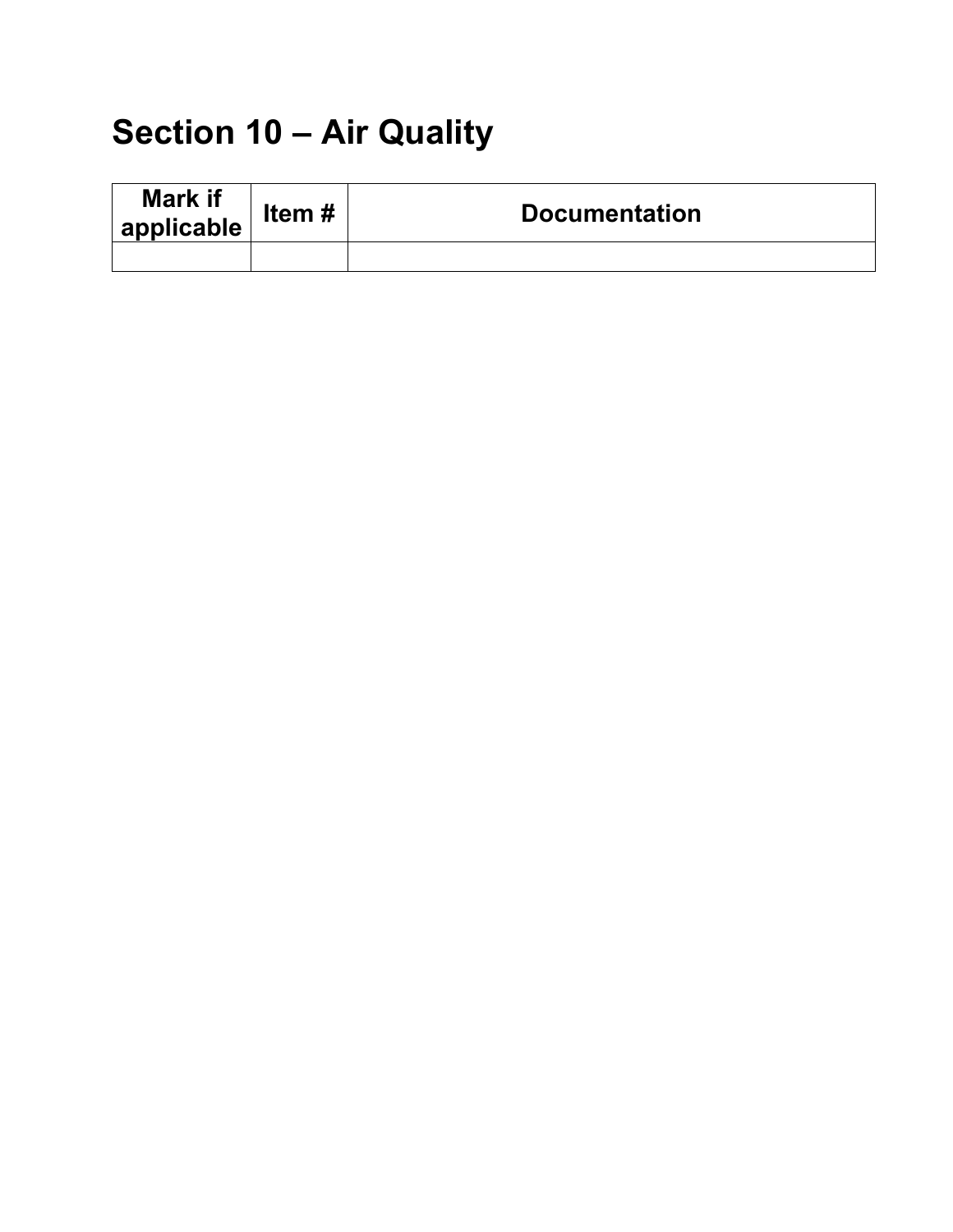## Section 10 – Air Quality

| Mark if applicable | Item # | Documentation |
| --- | --- | --- |
| | | |